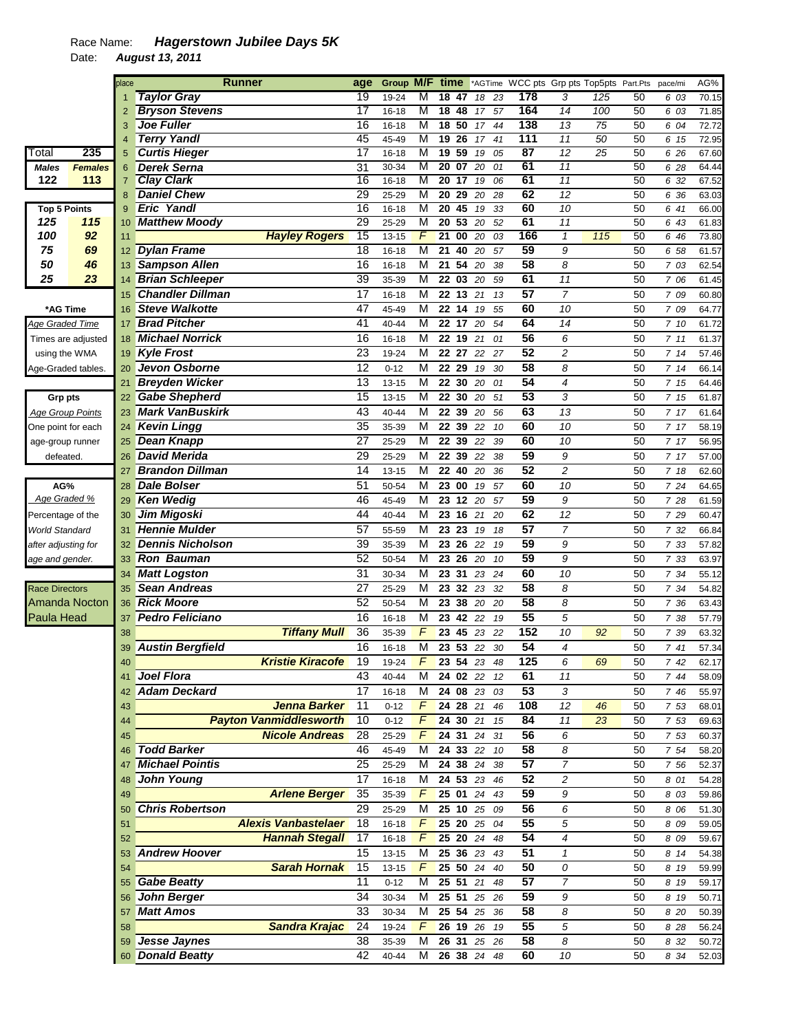Race Name: ***Hagerstown Jubilee Days 5K***

Date: ***August 13, 2011***

| place | Runner | age | Group | M/F | time | *AGTime | WCC pts | Grp pts | Top5pts | Part.Pts | pace/mi | AG% |
|---|---|---|---|---|---|---|---|---|---|---|---|---|
| 1 | Taylor Gray | 19 | 19-24 | M | 18 47 | 18 23 | 178 | 3 | 125 | 50 | 6 03 | 70.15 |
| 2 | Bryson Stevens | 17 | 16-18 | M | 18 48 | 17 57 | 164 | 14 | 100 | 50 | 6 03 | 71.85 |
| 3 | Joe Fuller | 16 | 16-18 | M | 18 50 | 17 44 | 138 | 13 | 75 | 50 | 6 04 | 72.72 |
| 4 | Terry Yandl | 45 | 45-49 | M | 19 26 | 17 41 | 111 | 11 | 50 | 50 | 6 15 | 72.95 |
| 5 | Curtis Hieger | 17 | 16-18 | M | 19 59 | 19 05 | 87 | 12 | 25 | 50 | 6 26 | 67.60 |
| 6 | Derek Serna | 31 | 30-34 | M | 20 07 | 20 01 | 61 | 11 | | 50 | 6 28 | 64.44 |
| 7 | Clay Clark | 16 | 16-18 | M | 20 17 | 19 06 | 61 | 11 | | 50 | 6 32 | 67.52 |
| 8 | Daniel Chew | 29 | 25-29 | M | 20 29 | 20 28 | 62 | 12 | | 50 | 6 36 | 63.03 |
| 9 | Eric Yandl | 16 | 16-18 | M | 20 45 | 19 33 | 60 | 10 | | 50 | 6 41 | 66.00 |
| 10 | Matthew Moody | 29 | 25-29 | M | 20 53 | 20 52 | 61 | 11 | | 50 | 6 43 | 61.83 |
| 11 | Hayley Rogers | 15 | 13-15 | F | 21 00 | 20 03 | 166 | 1 | 115 | 50 | 6 46 | 73.80 |
| 12 | Dylan Frame | 18 | 16-18 | M | 21 40 | 20 57 | 59 | 9 | | 50 | 6 58 | 61.57 |
| 13 | Sampson Allen | 16 | 16-18 | M | 21 54 | 20 38 | 58 | 8 | | 50 | 7 03 | 62.54 |
| 14 | Brian Schleeper | 39 | 35-39 | M | 22 03 | 20 59 | 61 | 11 | | 50 | 7 06 | 61.45 |
| 15 | Chandler Dillman | 17 | 16-18 | M | 22 13 | 21 13 | 57 | 7 | | 50 | 7 09 | 60.80 |
| 16 | Steve Walkotte | 47 | 45-49 | M | 22 14 | 19 55 | 60 | 10 | | 50 | 7 09 | 64.77 |
| 17 | Brad Pitcher | 41 | 40-44 | M | 22 17 | 20 54 | 64 | 14 | | 50 | 7 10 | 61.72 |
| 18 | Michael Norrick | 16 | 16-18 | M | 22 19 | 21 01 | 56 | 6 | | 50 | 7 11 | 61.37 |
| 19 | Kyle Frost | 23 | 19-24 | M | 22 27 | 22 27 | 52 | 2 | | 50 | 7 14 | 57.46 |
| 20 | Jevon Osborne | 12 | 0-12 | M | 22 29 | 19 30 | 58 | 8 | | 50 | 7 14 | 66.14 |
| 21 | Breyden Wicker | 13 | 13-15 | M | 22 30 | 20 01 | 54 | 4 | | 50 | 7 15 | 64.46 |
| 22 | Gabe Shepherd | 15 | 13-15 | M | 22 30 | 20 51 | 53 | 3 | | 50 | 7 15 | 61.87 |
| 23 | Mark VanBuskirk | 43 | 40-44 | M | 22 39 | 20 56 | 63 | 13 | | 50 | 7 17 | 61.64 |
| 24 | Kevin Lingg | 35 | 35-39 | M | 22 39 | 22 10 | 60 | 10 | | 50 | 7 17 | 58.19 |
| 25 | Dean Knapp | 27 | 25-29 | M | 22 39 | 22 39 | 60 | 10 | | 50 | 7 17 | 56.95 |
| 26 | David Merida | 29 | 25-29 | M | 22 39 | 22 38 | 59 | 9 | | 50 | 7 17 | 57.00 |
| 27 | Brandon Dillman | 14 | 13-15 | M | 22 40 | 20 36 | 52 | 2 | | 50 | 7 18 | 62.60 |
| 28 | Dale Bolser | 51 | 50-54 | M | 23 00 | 19 57 | 60 | 10 | | 50 | 7 24 | 64.65 |
| 29 | Ken Wedig | 46 | 45-49 | M | 23 12 | 20 57 | 59 | 9 | | 50 | 7 28 | 61.59 |
| 30 | Jim Migoski | 44 | 40-44 | M | 23 16 | 21 20 | 62 | 12 | | 50 | 7 29 | 60.47 |
| 31 | Hennie Mulder | 57 | 55-59 | M | 23 23 | 19 18 | 57 | 7 | | 50 | 7 32 | 66.84 |
| 32 | Dennis Nicholson | 39 | 35-39 | M | 23 26 | 22 19 | 59 | 9 | | 50 | 7 33 | 57.82 |
| 33 | Ron Bauman | 52 | 50-54 | M | 23 26 | 20 10 | 59 | 9 | | 50 | 7 33 | 63.97 |
| 34 | Matt Logston | 31 | 30-34 | M | 23 31 | 23 24 | 60 | 10 | | 50 | 7 34 | 55.12 |
| 35 | Sean Andreas | 27 | 25-29 | M | 23 32 | 23 32 | 58 | 8 | | 50 | 7 34 | 54.82 |
| 36 | Rick Moore | 52 | 50-54 | M | 23 38 | 20 20 | 58 | 8 | | 50 | 7 36 | 63.43 |
| 37 | Pedro Feliciano | 16 | 16-18 | M | 23 42 | 22 19 | 55 | 5 | | 50 | 7 38 | 57.79 |
| 38 | Tiffany Mull | 36 | 35-39 | F | 23 45 | 23 22 | 152 | 10 | 92 | 50 | 7 39 | 63.32 |
| 39 | Austin Bergfield | 16 | 16-18 | M | 23 53 | 22 30 | 54 | 4 | | 50 | 7 41 | 57.34 |
| 40 | Kristie Kiracofe | 19 | 19-24 | F | 23 54 | 23 48 | 125 | 6 | 69 | 50 | 7 42 | 62.17 |
| 41 | Joel Flora | 43 | 40-44 | M | 24 02 | 22 12 | 61 | 11 | | 50 | 7 44 | 58.09 |
| 42 | Adam Deckard | 17 | 16-18 | M | 24 08 | 23 03 | 53 | 3 | | 50 | 7 46 | 55.97 |
| 43 | Jenna Barker | 11 | 0-12 | F | 24 28 | 21 46 | 108 | 12 | 46 | 50 | 7 53 | 68.01 |
| 44 | Payton Vanmiddlesworth | 10 | 0-12 | F | 24 30 | 21 15 | 84 | 11 | 23 | 50 | 7 53 | 69.63 |
| 45 | Nicole Andreas | 28 | 25-29 | F | 24 31 | 24 31 | 56 | 6 | | 50 | 7 53 | 60.37 |
| 46 | Todd Barker | 46 | 45-49 | M | 24 33 | 22 10 | 58 | 8 | | 50 | 7 54 | 58.20 |
| 47 | Michael Pointis | 25 | 25-29 | M | 24 38 | 24 38 | 57 | 7 | | 50 | 7 56 | 52.37 |
| 48 | John Young | 17 | 16-18 | M | 24 53 | 23 46 | 52 | 2 | | 50 | 8 01 | 54.28 |
| 49 | Arlene Berger | 35 | 35-39 | F | 25 01 | 24 43 | 59 | 9 | | 50 | 8 03 | 59.86 |
| 50 | Chris Robertson | 29 | 25-29 | M | 25 10 | 25 09 | 56 | 6 | | 50 | 8 06 | 51.30 |
| 51 | Alexis Vanbastelaer | 18 | 16-18 | F | 25 20 | 25 04 | 55 | 5 | | 50 | 8 09 | 59.05 |
| 52 | Hannah Stegall | 17 | 16-18 | F | 25 20 | 24 48 | 54 | 4 | | 50 | 8 09 | 59.67 |
| 53 | Andrew Hoover | 15 | 13-15 | M | 25 36 | 23 43 | 51 | 1 | | 50 | 8 14 | 54.38 |
| 54 | Sarah Hornak | 15 | 13-15 | F | 25 50 | 24 40 | 50 | 0 | | 50 | 8 19 | 59.99 |
| 55 | Gabe Beatty | 11 | 0-12 | M | 25 51 | 21 48 | 57 | 7 | | 50 | 8 19 | 59.17 |
| 56 | John Berger | 34 | 30-34 | M | 25 51 | 25 26 | 59 | 9 | | 50 | 8 19 | 50.71 |
| 57 | Matt Amos | 33 | 30-34 | M | 25 54 | 25 36 | 58 | 8 | | 50 | 8 20 | 50.39 |
| 58 | Sandra Krajac | 24 | 19-24 | F | 26 19 | 26 19 | 55 | 5 | | 50 | 8 28 | 56.24 |
| 59 | Jesse Jaynes | 38 | 35-39 | M | 26 31 | 25 26 | 58 | 8 | | 50 | 8 32 | 50.72 |
| 60 | Donald Beatty | 42 | 40-44 | M | 26 38 | 24 48 | 60 | 10 | | 50 | 8 34 | 52.03 |

| Total | 235 |
|---|---|
| **Males** | **Females** |
| 122 | 113 |

| Top 5 Points | |
|---|---|
| 125 | 115 |
| 100 | 92 |
| 75 | 69 |
| 50 | 46 |
| 25 | 23 |

**\*AG Time**
*Age Graded Time*
Times are adjusted using the WMA Age-Graded tables.

**Grp pts**
*Age Group Points*
One point for each age-group runner defeated.

**AG%**
*Age Graded %*
Percentage of the *World Standard after adjusting for age and gender.*

Race Directors
Amanda Nocton
Paula Head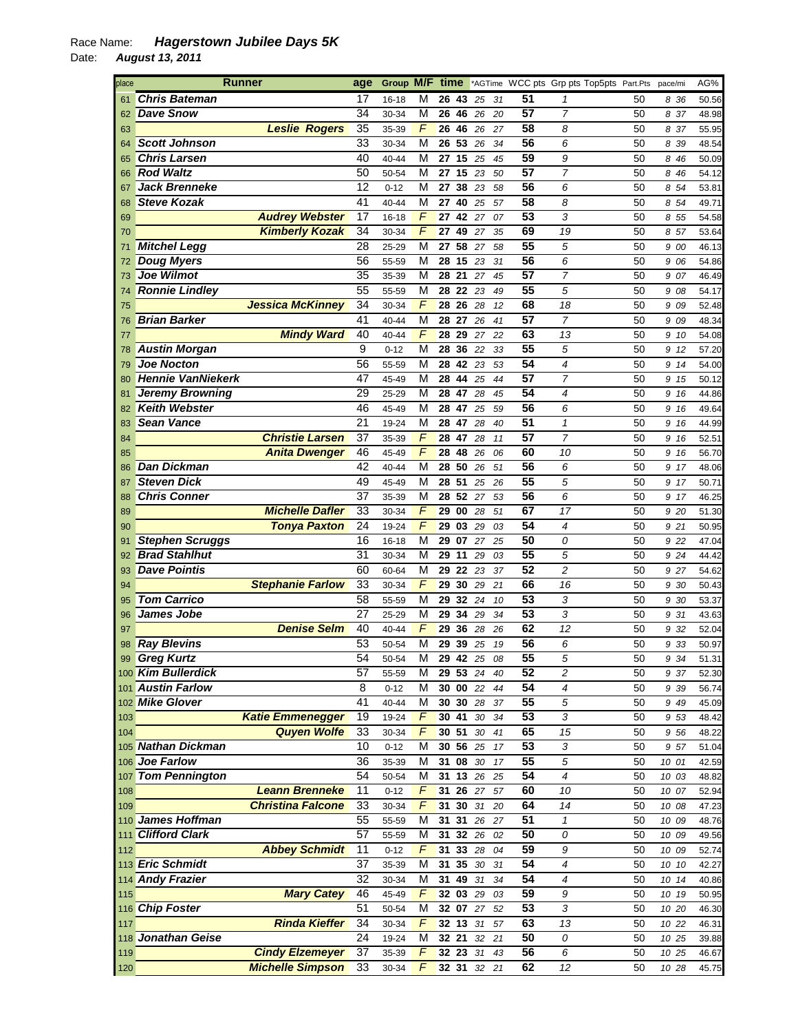Race Name: **Hagerstown Jubilee Days 5K**

Date: **August 13, 2011**

| place | Runner | age | Group | M/F | time | *AGTime | WCC pts | Grp pts | Top5pts | Part.Pts | pace/mi | AG% |
|---|---|---|---|---|---|---|---|---|---|---|---|---|
| 61 | Chris Bateman | 17 | 16-18 | M | 26 43 | 25 31 | 51 | 1 | | 50 | 8 36 | 50.56 |
| 62 | Dave Snow | 34 | 30-34 | M | 26 46 | 26 20 | 57 | 7 | | 50 | 8 37 | 48.98 |
| 63 | Leslie Rogers | 35 | 35-39 | F | 26 46 | 26 27 | 58 | 8 | | 50 | 8 37 | 55.95 |
| 64 | Scott Johnson | 33 | 30-34 | M | 26 53 | 26 34 | 56 | 6 | | 50 | 8 39 | 48.54 |
| 65 | Chris Larsen | 40 | 40-44 | M | 27 15 | 25 45 | 59 | 9 | | 50 | 8 46 | 50.09 |
| 66 | Rod Waltz | 50 | 50-54 | M | 27 15 | 23 50 | 57 | 7 | | 50 | 8 46 | 54.12 |
| 67 | Jack Brenneke | 12 | 0-12 | M | 27 38 | 23 58 | 56 | 6 | | 50 | 8 54 | 53.81 |
| 68 | Steve Kozak | 41 | 40-44 | M | 27 40 | 25 57 | 58 | 8 | | 50 | 8 54 | 49.71 |
| 69 | Audrey Webster | 17 | 16-18 | F | 27 42 | 27 07 | 53 | 3 | | 50 | 8 55 | 54.58 |
| 70 | Kimberly Kozak | 34 | 30-34 | F | 27 49 | 27 35 | 69 | 19 | | 50 | 8 57 | 53.64 |
| 71 | Mitchel Legg | 28 | 25-29 | M | 27 58 | 27 58 | 55 | 5 | | 50 | 9 00 | 46.13 |
| 72 | Doug Myers | 56 | 55-59 | M | 28 15 | 23 31 | 56 | 6 | | 50 | 9 06 | 54.86 |
| 73 | Joe Wilmot | 35 | 35-39 | M | 28 21 | 27 45 | 57 | 7 | | 50 | 9 07 | 46.49 |
| 74 | Ronnie Lindley | 55 | 55-59 | M | 28 22 | 23 49 | 55 | 5 | | 50 | 9 08 | 54.17 |
| 75 | Jessica McKinney | 34 | 30-34 | F | 28 26 | 28 12 | 68 | 18 | | 50 | 9 09 | 52.48 |
| 76 | Brian Barker | 41 | 40-44 | M | 28 27 | 26 41 | 57 | 7 | | 50 | 9 09 | 48.34 |
| 77 | Mindy Ward | 40 | 40-44 | F | 28 29 | 27 22 | 63 | 13 | | 50 | 9 10 | 54.08 |
| 78 | Austin Morgan | 9 | 0-12 | M | 28 36 | 22 33 | 55 | 5 | | 50 | 9 12 | 57.20 |
| 79 | Joe Nocton | 56 | 55-59 | M | 28 42 | 23 53 | 54 | 4 | | 50 | 9 14 | 54.00 |
| 80 | Hennie VanNiekerk | 47 | 45-49 | M | 28 44 | 25 44 | 57 | 7 | | 50 | 9 15 | 50.12 |
| 81 | Jeremy Browning | 29 | 25-29 | M | 28 47 | 28 45 | 54 | 4 | | 50 | 9 16 | 44.86 |
| 82 | Keith Webster | 46 | 45-49 | M | 28 47 | 25 59 | 56 | 6 | | 50 | 9 16 | 49.64 |
| 83 | Sean Vance | 21 | 19-24 | M | 28 47 | 28 40 | 51 | 1 | | 50 | 9 16 | 44.99 |
| 84 | Christie Larsen | 37 | 35-39 | F | 28 47 | 28 11 | 57 | 7 | | 50 | 9 16 | 52.51 |
| 85 | Anita Dwenger | 46 | 45-49 | F | 28 48 | 26 06 | 60 | 10 | | 50 | 9 16 | 56.70 |
| 86 | Dan Dickman | 42 | 40-44 | M | 28 50 | 26 51 | 56 | 6 | | 50 | 9 17 | 48.06 |
| 87 | Steven Dick | 49 | 45-49 | M | 28 51 | 25 26 | 55 | 5 | | 50 | 9 17 | 50.71 |
| 88 | Chris Conner | 37 | 35-39 | M | 28 52 | 27 53 | 56 | 6 | | 50 | 9 17 | 46.25 |
| 89 | Michelle Dafler | 33 | 30-34 | F | 29 00 | 28 51 | 67 | 17 | | 50 | 9 20 | 51.30 |
| 90 | Tonya Paxton | 24 | 19-24 | F | 29 03 | 29 03 | 54 | 4 | | 50 | 9 21 | 50.95 |
| 91 | Stephen Scruggs | 16 | 16-18 | M | 29 07 | 27 25 | 50 | 0 | | 50 | 9 22 | 47.04 |
| 92 | Brad Stahlhut | 31 | 30-34 | M | 29 11 | 29 03 | 55 | 5 | | 50 | 9 24 | 44.42 |
| 93 | Dave Pointis | 60 | 60-64 | M | 29 22 | 23 37 | 52 | 2 | | 50 | 9 27 | 54.62 |
| 94 | Stephanie Farlow | 33 | 30-34 | F | 29 30 | 29 21 | 66 | 16 | | 50 | 9 30 | 50.43 |
| 95 | Tom Carrico | 58 | 55-59 | M | 29 32 | 24 10 | 53 | 3 | | 50 | 9 30 | 53.37 |
| 96 | James Jobe | 27 | 25-29 | M | 29 34 | 29 34 | 53 | 3 | | 50 | 9 31 | 43.63 |
| 97 | Denise Selm | 40 | 40-44 | F | 29 36 | 28 26 | 62 | 12 | | 50 | 9 32 | 52.04 |
| 98 | Ray Blevins | 53 | 50-54 | M | 29 39 | 25 19 | 56 | 6 | | 50 | 9 33 | 50.97 |
| 99 | Greg Kurtz | 54 | 50-54 | M | 29 42 | 25 08 | 55 | 5 | | 50 | 9 34 | 51.31 |
| 100 | Kim Bullerdick | 57 | 55-59 | M | 29 53 | 24 40 | 52 | 2 | | 50 | 9 37 | 52.30 |
| 101 | Austin Farlow | 8 | 0-12 | M | 30 00 | 22 44 | 54 | 4 | | 50 | 9 39 | 56.74 |
| 102 | Mike Glover | 41 | 40-44 | M | 30 30 | 28 37 | 55 | 5 | | 50 | 9 49 | 45.09 |
| 103 | Katie Emmenegger | 19 | 19-24 | F | 30 41 | 30 34 | 53 | 3 | | 50 | 9 53 | 48.42 |
| 104 | Quyen Wolfe | 33 | 30-34 | F | 30 51 | 30 41 | 65 | 15 | | 50 | 9 56 | 48.22 |
| 105 | Nathan Dickman | 10 | 0-12 | M | 30 56 | 25 17 | 53 | 3 | | 50 | 9 57 | 51.04 |
| 106 | Joe Farlow | 36 | 35-39 | M | 31 08 | 30 17 | 55 | 5 | | 50 | 10 01 | 42.59 |
| 107 | Tom Pennington | 54 | 50-54 | M | 31 13 | 26 25 | 54 | 4 | | 50 | 10 03 | 48.82 |
| 108 | Leann Brenneke | 11 | 0-12 | F | 31 26 | 27 57 | 60 | 10 | | 50 | 10 07 | 52.94 |
| 109 | Christina Falcone | 33 | 30-34 | F | 31 30 | 31 20 | 64 | 14 | | 50 | 10 08 | 47.23 |
| 110 | James Hoffman | 55 | 55-59 | M | 31 31 | 26 27 | 51 | 1 | | 50 | 10 09 | 48.76 |
| 111 | Clifford Clark | 57 | 55-59 | M | 31 32 | 26 02 | 50 | 0 | | 50 | 10 09 | 49.56 |
| 112 | Abbey Schmidt | 11 | 0-12 | F | 31 33 | 28 04 | 59 | 9 | | 50 | 10 09 | 52.74 |
| 113 | Eric Schmidt | 37 | 35-39 | M | 31 35 | 30 31 | 54 | 4 | | 50 | 10 10 | 42.27 |
| 114 | Andy Frazier | 32 | 30-34 | M | 31 49 | 31 34 | 54 | 4 | | 50 | 10 14 | 40.86 |
| 115 | Mary Catey | 46 | 45-49 | F | 32 03 | 29 03 | 59 | 9 | | 50 | 10 19 | 50.95 |
| 116 | Chip Foster | 51 | 50-54 | M | 32 07 | 27 52 | 53 | 3 | | 50 | 10 20 | 46.30 |
| 117 | Rinda Kieffer | 34 | 30-34 | F | 32 13 | 31 57 | 63 | 13 | | 50 | 10 22 | 46.31 |
| 118 | Jonathan Geise | 24 | 19-24 | M | 32 21 | 32 21 | 50 | 0 | | 50 | 10 25 | 39.88 |
| 119 | Cindy Elzemeyer | 37 | 35-39 | F | 32 23 | 31 43 | 56 | 6 | | 50 | 10 25 | 46.67 |
| 120 | Michelle Simpson | 33 | 30-34 | F | 32 31 | 32 21 | 62 | 12 | | 50 | 10 28 | 45.75 |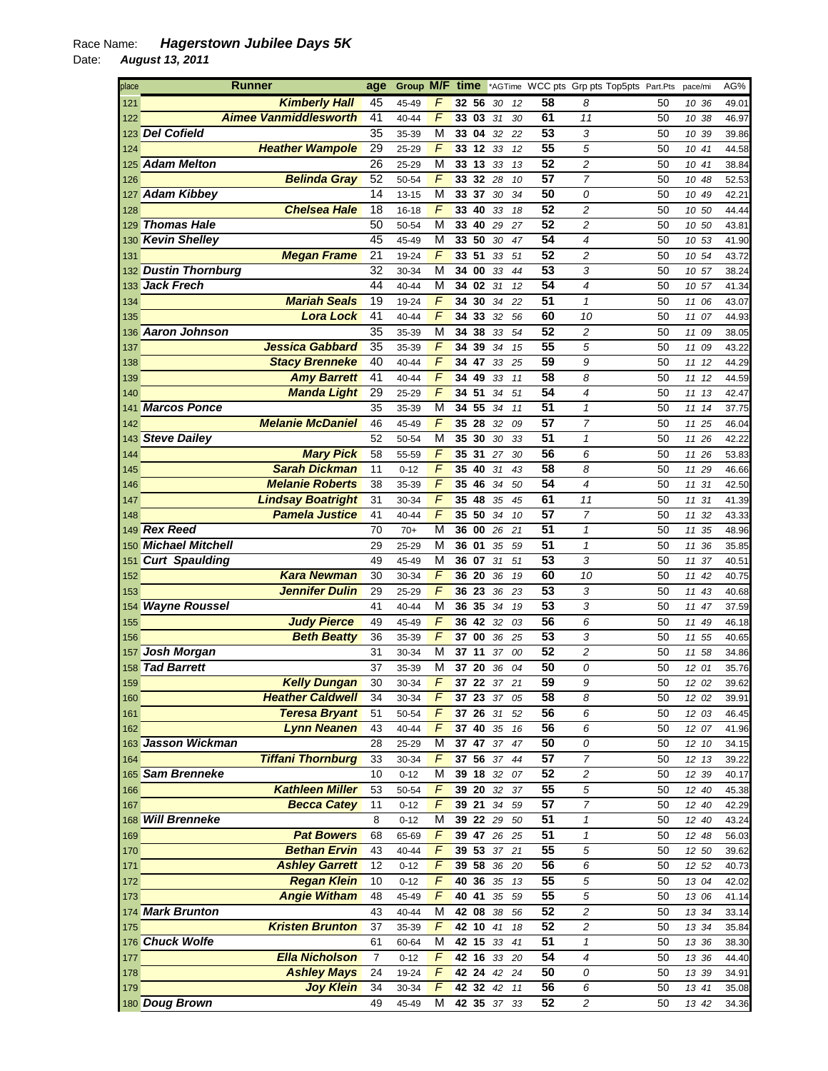Race Name: ***Hagerstown Jubilee Days 5K***

Date: ***August 13, 2011***

| place | Runner | age | Group | M/F | time | | *AGTime | | WCC pts | Grp pts | Top5pts | Part.Pts | pace/mi | AG% |
|---|---|---|---|---|---|---|---|---|---|---|---|---|---|---|
| 121 | Kimberly Hall | 45 | 45-49 | F | 32 | 56 | 30 | 12 | 58 | 8 | | 50 | 10 36 | 49.01 |
| 122 | Aimee Vanmiddlesworth | 41 | 40-44 | F | 33 | 03 | 31 | 30 | 61 | 11 | | 50 | 10 38 | 46.97 |
| 123 | Del Cofield | 35 | 35-39 | M | 33 | 04 | 32 | 22 | 53 | 3 | | 50 | 10 39 | 39.86 |
| 124 | Heather Wampole | 29 | 25-29 | F | 33 | 12 | 33 | 12 | 55 | 5 | | 50 | 10 41 | 44.58 |
| 125 | Adam Melton | 26 | 25-29 | M | 33 | 13 | 33 | 13 | 52 | 2 | | 50 | 10 41 | 38.84 |
| 126 | Belinda Gray | 52 | 50-54 | F | 33 | 32 | 28 | 10 | 57 | 7 | | 50 | 10 48 | 52.53 |
| 127 | Adam Kibbey | 14 | 13-15 | M | 33 | 37 | 30 | 34 | 50 | 0 | | 50 | 10 49 | 42.21 |
| 128 | Chelsea Hale | 18 | 16-18 | F | 33 | 40 | 33 | 18 | 52 | 2 | | 50 | 10 50 | 44.44 |
| 129 | Thomas Hale | 50 | 50-54 | M | 33 | 40 | 29 | 27 | 52 | 2 | | 50 | 10 50 | 43.81 |
| 130 | Kevin Shelley | 45 | 45-49 | M | 33 | 50 | 30 | 47 | 54 | 4 | | 50 | 10 53 | 41.90 |
| 131 | Megan Frame | 21 | 19-24 | F | 33 | 51 | 33 | 51 | 52 | 2 | | 50 | 10 54 | 43.72 |
| 132 | Dustin Thornburg | 32 | 30-34 | M | 34 | 00 | 33 | 44 | 53 | 3 | | 50 | 10 57 | 38.24 |
| 133 | Jack Frech | 44 | 40-44 | M | 34 | 02 | 31 | 12 | 54 | 4 | | 50 | 10 57 | 41.34 |
| 134 | Mariah Seals | 19 | 19-24 | F | 34 | 30 | 34 | 22 | 51 | 1 | | 50 | 11 06 | 43.07 |
| 135 | Lora Lock | 41 | 40-44 | F | 34 | 33 | 32 | 56 | 60 | 10 | | 50 | 11 07 | 44.93 |
| 136 | Aaron Johnson | 35 | 35-39 | M | 34 | 38 | 33 | 54 | 52 | 2 | | 50 | 11 09 | 38.05 |
| 137 | Jessica Gabbard | 35 | 35-39 | F | 34 | 39 | 34 | 15 | 55 | 5 | | 50 | 11 09 | 43.22 |
| 138 | Stacy Brenneke | 40 | 40-44 | F | 34 | 47 | 33 | 25 | 59 | 9 | | 50 | 11 12 | 44.29 |
| 139 | Amy Barrett | 41 | 40-44 | F | 34 | 49 | 33 | 11 | 58 | 8 | | 50 | 11 12 | 44.59 |
| 140 | Manda Light | 29 | 25-29 | F | 34 | 51 | 34 | 51 | 54 | 4 | | 50 | 11 13 | 42.47 |
| 141 | Marcos Ponce | 35 | 35-39 | M | 34 | 55 | 34 | 11 | 51 | 1 | | 50 | 11 14 | 37.75 |
| 142 | Melanie McDaniel | 46 | 45-49 | F | 35 | 28 | 32 | 09 | 57 | 7 | | 50 | 11 25 | 46.04 |
| 143 | Steve Dailey | 52 | 50-54 | M | 35 | 30 | 30 | 33 | 51 | 1 | | 50 | 11 26 | 42.22 |
| 144 | Mary Pick | 58 | 55-59 | F | 35 | 31 | 27 | 30 | 56 | 6 | | 50 | 11 26 | 53.83 |
| 145 | Sarah Dickman | 11 | 0-12 | F | 35 | 40 | 31 | 43 | 58 | 8 | | 50 | 11 29 | 46.66 |
| 146 | Melanie Roberts | 38 | 35-39 | F | 35 | 46 | 34 | 50 | 54 | 4 | | 50 | 11 31 | 42.50 |
| 147 | Lindsay Boatright | 31 | 30-34 | F | 35 | 48 | 35 | 45 | 61 | 11 | | 50 | 11 31 | 41.39 |
| 148 | Pamela Justice | 41 | 40-44 | F | 35 | 50 | 34 | 10 | 57 | 7 | | 50 | 11 32 | 43.33 |
| 149 | Rex Reed | 70 | 70+ | M | 36 | 00 | 26 | 21 | 51 | 1 | | 50 | 11 35 | 48.96 |
| 150 | Michael Mitchell | 29 | 25-29 | M | 36 | 01 | 35 | 59 | 51 | 1 | | 50 | 11 36 | 35.85 |
| 151 | Curt Spaulding | 49 | 45-49 | M | 36 | 07 | 31 | 51 | 53 | 3 | | 50 | 11 37 | 40.51 |
| 152 | Kara Newman | 30 | 30-34 | F | 36 | 20 | 36 | 19 | 60 | 10 | | 50 | 11 42 | 40.75 |
| 153 | Jennifer Dulin | 29 | 25-29 | F | 36 | 23 | 36 | 23 | 53 | 3 | | 50 | 11 43 | 40.68 |
| 154 | Wayne Roussel | 41 | 40-44 | M | 36 | 35 | 34 | 19 | 53 | 3 | | 50 | 11 47 | 37.59 |
| 155 | Judy Pierce | 49 | 45-49 | F | 36 | 42 | 32 | 03 | 56 | 6 | | 50 | 11 49 | 46.18 |
| 156 | Beth Beatty | 36 | 35-39 | F | 37 | 00 | 36 | 25 | 53 | 3 | | 50 | 11 55 | 40.65 |
| 157 | Josh Morgan | 31 | 30-34 | M | 37 | 11 | 37 | 00 | 52 | 2 | | 50 | 11 58 | 34.86 |
| 158 | Tad Barrett | 37 | 35-39 | M | 37 | 20 | 36 | 04 | 50 | 0 | | 50 | 12 01 | 35.76 |
| 159 | Kelly Dungan | 30 | 30-34 | F | 37 | 22 | 37 | 21 | 59 | 9 | | 50 | 12 02 | 39.62 |
| 160 | Heather Caldwell | 34 | 30-34 | F | 37 | 23 | 37 | 05 | 58 | 8 | | 50 | 12 02 | 39.91 |
| 161 | Teresa Bryant | 51 | 50-54 | F | 37 | 26 | 31 | 52 | 56 | 6 | | 50 | 12 03 | 46.45 |
| 162 | Lynn Neanen | 43 | 40-44 | F | 37 | 40 | 35 | 16 | 56 | 6 | | 50 | 12 07 | 41.96 |
| 163 | Jasson Wickman | 28 | 25-29 | M | 37 | 47 | 37 | 47 | 50 | 0 | | 50 | 12 10 | 34.15 |
| 164 | Tiffani Thornburg | 33 | 30-34 | F | 37 | 56 | 37 | 44 | 57 | 7 | | 50 | 12 13 | 39.22 |
| 165 | Sam Brenneke | 10 | 0-12 | M | 39 | 18 | 32 | 07 | 52 | 2 | | 50 | 12 39 | 40.17 |
| 166 | Kathleen Miller | 53 | 50-54 | F | 39 | 20 | 32 | 37 | 55 | 5 | | 50 | 12 40 | 45.38 |
| 167 | Becca Catey | 11 | 0-12 | F | 39 | 21 | 34 | 59 | 57 | 7 | | 50 | 12 40 | 42.29 |
| 168 | Will Brenneke | 8 | 0-12 | M | 39 | 22 | 29 | 50 | 51 | 1 | | 50 | 12 40 | 43.24 |
| 169 | Pat Bowers | 68 | 65-69 | F | 39 | 47 | 26 | 25 | 51 | 1 | | 50 | 12 48 | 56.03 |
| 170 | Bethan Ervin | 43 | 40-44 | F | 39 | 53 | 37 | 21 | 55 | 5 | | 50 | 12 50 | 39.62 |
| 171 | Ashley Garrett | 12 | 0-12 | F | 39 | 58 | 36 | 20 | 56 | 6 | | 50 | 12 52 | 40.73 |
| 172 | Regan Klein | 10 | 0-12 | F | 40 | 36 | 35 | 13 | 55 | 5 | | 50 | 13 04 | 42.02 |
| 173 | Angie Witham | 48 | 45-49 | F | 40 | 41 | 35 | 59 | 55 | 5 | | 50 | 13 06 | 41.14 |
| 174 | Mark Brunton | 43 | 40-44 | M | 42 | 08 | 38 | 56 | 52 | 2 | | 50 | 13 34 | 33.14 |
| 175 | Kristen Brunton | 37 | 35-39 | F | 42 | 10 | 41 | 18 | 52 | 2 | | 50 | 13 34 | 35.84 |
| 176 | Chuck Wolfe | 61 | 60-64 | M | 42 | 15 | 33 | 41 | 51 | 1 | | 50 | 13 36 | 38.30 |
| 177 | Ella Nicholson | 7 | 0-12 | F | 42 | 16 | 33 | 20 | 54 | 4 | | 50 | 13 36 | 44.40 |
| 178 | Ashley Mays | 24 | 19-24 | F | 42 | 24 | 42 | 24 | 50 | 0 | | 50 | 13 39 | 34.91 |
| 179 | Joy Klein | 34 | 30-34 | F | 42 | 32 | 42 | 11 | 56 | 6 | | 50 | 13 41 | 35.08 |
| 180 | Doug Brown | 49 | 45-49 | M | 42 | 35 | 37 | 33 | 52 | 2 | | 50 | 13 42 | 34.36 |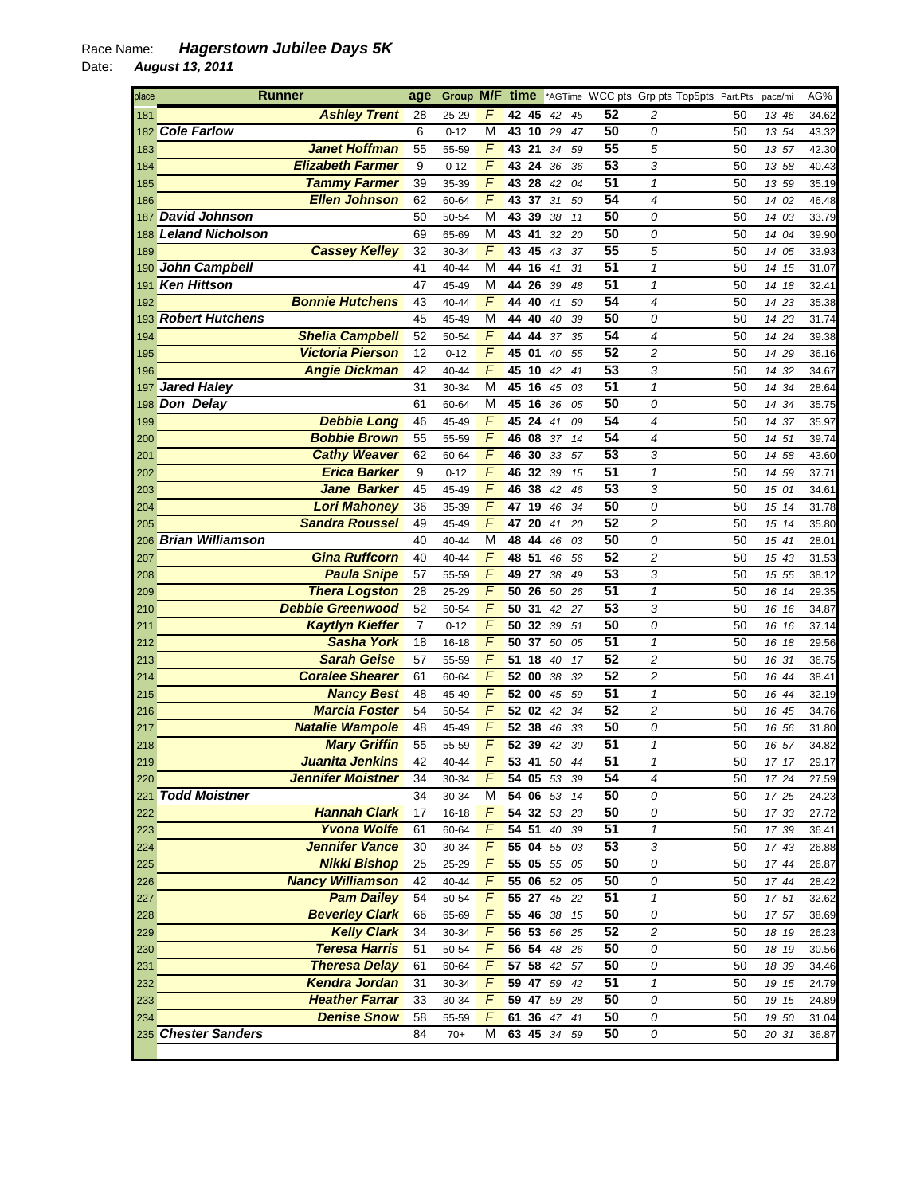Race Name: ***Hagerstown Jubilee Days 5K***

Date: ***August 13, 2011***

| place | Runner | age | Group | M/F | time | *AGTime | WCC pts | Grp pts | Top5pts | Part.Pts | pace/mi | AG% |
|---|---|---|---|---|---|---|---|---|---|---|---|---|
| 181 | ***Ashley Trent*** | 28 | 25-29 | F | 42 45 | 42 45 | 52 | 2 | | 50 | 13 46 | 34.62 |
| 182 | ***Cole Farlow*** | 6 | 0-12 | M | 43 10 | 29 47 | 50 | 0 | | 50 | 13 54 | 43.32 |
| 183 | ***Janet Hoffman*** | 55 | 55-59 | F | 43 21 | 34 59 | 55 | 5 | | 50 | 13 57 | 42.30 |
| 184 | ***Elizabeth Farmer*** | 9 | 0-12 | F | 43 24 | 36 36 | 53 | 3 | | 50 | 13 58 | 40.43 |
| 185 | ***Tammy Farmer*** | 39 | 35-39 | F | 43 28 | 42 04 | 51 | 1 | | 50 | 13 59 | 35.19 |
| 186 | ***Ellen Johnson*** | 62 | 60-64 | F | 43 37 | 31 50 | 54 | 4 | | 50 | 14 02 | 46.48 |
| 187 | ***David Johnson*** | 50 | 50-54 | M | 43 39 | 38 11 | 50 | 0 | | 50 | 14 03 | 33.79 |
| 188 | ***Leland Nicholson*** | 69 | 65-69 | M | 43 41 | 32 20 | 50 | 0 | | 50 | 14 04 | 39.90 |
| 189 | ***Cassey Kelley*** | 32 | 30-34 | F | 43 45 | 43 37 | 55 | 5 | | 50 | 14 05 | 33.93 |
| 190 | ***John Campbell*** | 41 | 40-44 | M | 44 16 | 41 31 | 51 | 1 | | 50 | 14 15 | 31.07 |
| 191 | ***Ken Hittson*** | 47 | 45-49 | M | 44 26 | 39 48 | 51 | 1 | | 50 | 14 18 | 32.41 |
| 192 | ***Bonnie Hutchens*** | 43 | 40-44 | F | 44 40 | 41 50 | 54 | 4 | | 50 | 14 23 | 35.38 |
| 193 | ***Robert Hutchens*** | 45 | 45-49 | M | 44 40 | 40 39 | 50 | 0 | | 50 | 14 23 | 31.74 |
| 194 | ***Shelia Campbell*** | 52 | 50-54 | F | 44 44 | 37 35 | 54 | 4 | | 50 | 14 24 | 39.38 |
| 195 | ***Victoria Pierson*** | 12 | 0-12 | F | 45 01 | 40 55 | 52 | 2 | | 50 | 14 29 | 36.16 |
| 196 | ***Angie Dickman*** | 42 | 40-44 | F | 45 10 | 42 41 | 53 | 3 | | 50 | 14 32 | 34.67 |
| 197 | ***Jared Haley*** | 31 | 30-34 | M | 45 16 | 45 03 | 51 | 1 | | 50 | 14 34 | 28.64 |
| 198 | ***Don Delay*** | 61 | 60-64 | M | 45 16 | 36 05 | 50 | 0 | | 50 | 14 34 | 35.75 |
| 199 | ***Debbie Long*** | 46 | 45-49 | F | 45 24 | 41 09 | 54 | 4 | | 50 | 14 37 | 35.97 |
| 200 | ***Bobbie Brown*** | 55 | 55-59 | F | 46 08 | 37 14 | 54 | 4 | | 50 | 14 51 | 39.74 |
| 201 | ***Cathy Weaver*** | 62 | 60-64 | F | 46 30 | 33 57 | 53 | 3 | | 50 | 14 58 | 43.60 |
| 202 | ***Erica Barker*** | 9 | 0-12 | F | 46 32 | 39 15 | 51 | 1 | | 50 | 14 59 | 37.71 |
| 203 | ***Jane Barker*** | 45 | 45-49 | F | 46 38 | 42 46 | 53 | 3 | | 50 | 15 01 | 34.61 |
| 204 | ***Lori Mahoney*** | 36 | 35-39 | F | 47 19 | 46 34 | 50 | 0 | | 50 | 15 14 | 31.78 |
| 205 | ***Sandra Roussel*** | 49 | 45-49 | F | 47 20 | 41 20 | 52 | 2 | | 50 | 15 14 | 35.80 |
| 206 | ***Brian Williamson*** | 40 | 40-44 | M | 48 44 | 46 03 | 50 | 0 | | 50 | 15 41 | 28.01 |
| 207 | ***Gina Ruffcorn*** | 40 | 40-44 | F | 48 51 | 46 56 | 52 | 2 | | 50 | 15 43 | 31.53 |
| 208 | ***Paula Snipe*** | 57 | 55-59 | F | 49 27 | 38 49 | 53 | 3 | | 50 | 15 55 | 38.12 |
| 209 | ***Thera Logston*** | 28 | 25-29 | F | 50 26 | 50 26 | 51 | 1 | | 50 | 16 14 | 29.35 |
| 210 | ***Debbie Greenwood*** | 52 | 50-54 | F | 50 31 | 42 27 | 53 | 3 | | 50 | 16 16 | 34.87 |
| 211 | ***Kaytlyn Kieffer*** | 7 | 0-12 | F | 50 32 | 39 51 | 50 | 0 | | 50 | 16 16 | 37.14 |
| 212 | ***Sasha York*** | 18 | 16-18 | F | 50 37 | 50 05 | 51 | 1 | | 50 | 16 18 | 29.56 |
| 213 | ***Sarah Geise*** | 57 | 55-59 | F | 51 18 | 40 17 | 52 | 2 | | 50 | 16 31 | 36.75 |
| 214 | ***Coralee Shearer*** | 61 | 60-64 | F | 52 00 | 38 32 | 52 | 2 | | 50 | 16 44 | 38.41 |
| 215 | ***Nancy Best*** | 48 | 45-49 | F | 52 00 | 45 59 | 51 | 1 | | 50 | 16 44 | 32.19 |
| 216 | ***Marcia Foster*** | 54 | 50-54 | F | 52 02 | 42 34 | 52 | 2 | | 50 | 16 45 | 34.76 |
| 217 | ***Natalie Wampole*** | 48 | 45-49 | F | 52 38 | 46 33 | 50 | 0 | | 50 | 16 56 | 31.80 |
| 218 | ***Mary Griffin*** | 55 | 55-59 | F | 52 39 | 42 30 | 51 | 1 | | 50 | 16 57 | 34.82 |
| 219 | ***Juanita Jenkins*** | 42 | 40-44 | F | 53 41 | 50 44 | 51 | 1 | | 50 | 17 17 | 29.17 |
| 220 | ***Jennifer Moistner*** | 34 | 30-34 | F | 54 05 | 53 39 | 54 | 4 | | 50 | 17 24 | 27.59 |
| 221 | ***Todd Moistner*** | 34 | 30-34 | M | 54 06 | 53 14 | 50 | 0 | | 50 | 17 25 | 24.23 |
| 222 | ***Hannah Clark*** | 17 | 16-18 | F | 54 32 | 53 23 | 50 | 0 | | 50 | 17 33 | 27.72 |
| 223 | ***Yvona Wolfe*** | 61 | 60-64 | F | 54 51 | 40 39 | 51 | 1 | | 50 | 17 39 | 36.41 |
| 224 | ***Jennifer Vance*** | 30 | 30-34 | F | 55 04 | 55 03 | 53 | 3 | | 50 | 17 43 | 26.88 |
| 225 | ***Nikki Bishop*** | 25 | 25-29 | F | 55 05 | 55 05 | 50 | 0 | | 50 | 17 44 | 26.87 |
| 226 | ***Nancy Williamson*** | 42 | 40-44 | F | 55 06 | 52 05 | 50 | 0 | | 50 | 17 44 | 28.42 |
| 227 | ***Pam Dailey*** | 54 | 50-54 | F | 55 27 | 45 22 | 51 | 1 | | 50 | 17 51 | 32.62 |
| 228 | ***Beverley Clark*** | 66 | 65-69 | F | 55 46 | 38 15 | 50 | 0 | | 50 | 17 57 | 38.69 |
| 229 | ***Kelly Clark*** | 34 | 30-34 | F | 56 53 | 56 25 | 52 | 2 | | 50 | 18 19 | 26.23 |
| 230 | ***Teresa Harris*** | 51 | 50-54 | F | 56 54 | 48 26 | 50 | 0 | | 50 | 18 19 | 30.56 |
| 231 | ***Theresa Delay*** | 61 | 60-64 | F | 57 58 | 42 57 | 50 | 0 | | 50 | 18 39 | 34.46 |
| 232 | ***Kendra Jordan*** | 31 | 30-34 | F | 59 47 | 59 42 | 51 | 1 | | 50 | 19 15 | 24.79 |
| 233 | ***Heather Farrar*** | 33 | 30-34 | F | 59 47 | 59 28 | 50 | 0 | | 50 | 19 15 | 24.89 |
| 234 | ***Denise Snow*** | 58 | 55-59 | F | 61 36 | 47 41 | 50 | 0 | | 50 | 19 50 | 31.04 |
| 235 | ***Chester Sanders*** | 84 | 70+ | M | 63 45 | 34 59 | 50 | 0 | | 50 | 20 31 | 36.87 |